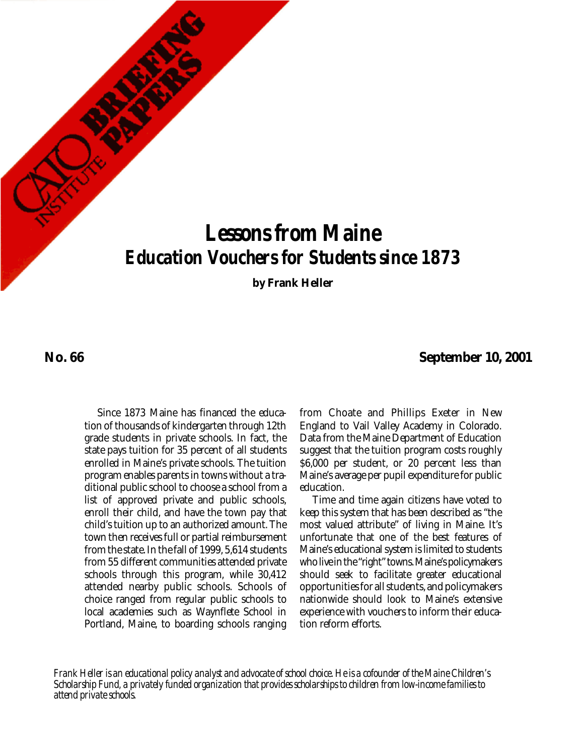CATO INSTITUTE BRIEFING PAPERS

# Lessons from Maine
## Education Vouchers for Students since 1873

**by Frank Heller**

**No. 66** **September 10, 2001**

Since 1873 Maine has financed the education of thousands of kindergarten through 12th grade students in private schools. In fact, the state pays tuition for 35 percent of all students enrolled in Maine's private schools. The tuition program enables parents in towns without a traditional public school to choose a school from a list of approved private and public schools, enroll their child, and have the town pay that child's tuition up to an authorized amount. The town then receives full or partial reimbursement from the state. In the fall of 1999, 5,614 students from 55 different communities attended private schools through this program, while 30,412 attended nearby public schools. Schools of choice ranged from regular public schools to local academies such as Waynflete School in Portland, Maine, to boarding schools ranging from Choate and Phillips Exeter in New England to Vail Valley Academy in Colorado. Data from the Maine Department of Education suggest that the tuition program costs roughly $6,000 per student, or 20 percent less than Maine's average per pupil expenditure for public education.

Time and time again citizens have voted to keep this system that has been described as "the most valued attribute" of living in Maine. It's unfortunate that one of the best features of Maine's educational system is limited to students who live in the "right" towns. Maine's policymakers should seek to facilitate greater educational opportunities for all students, and policymakers nationwide should look to Maine's extensive experience with vouchers to inform their education reform efforts.

*Frank Heller is an educational policy analyst and advocate of school choice. He is a cofounder of the Maine Children's Scholarship Fund, a privately funded organization that provides scholarships to children from low-income families to attend private schools.*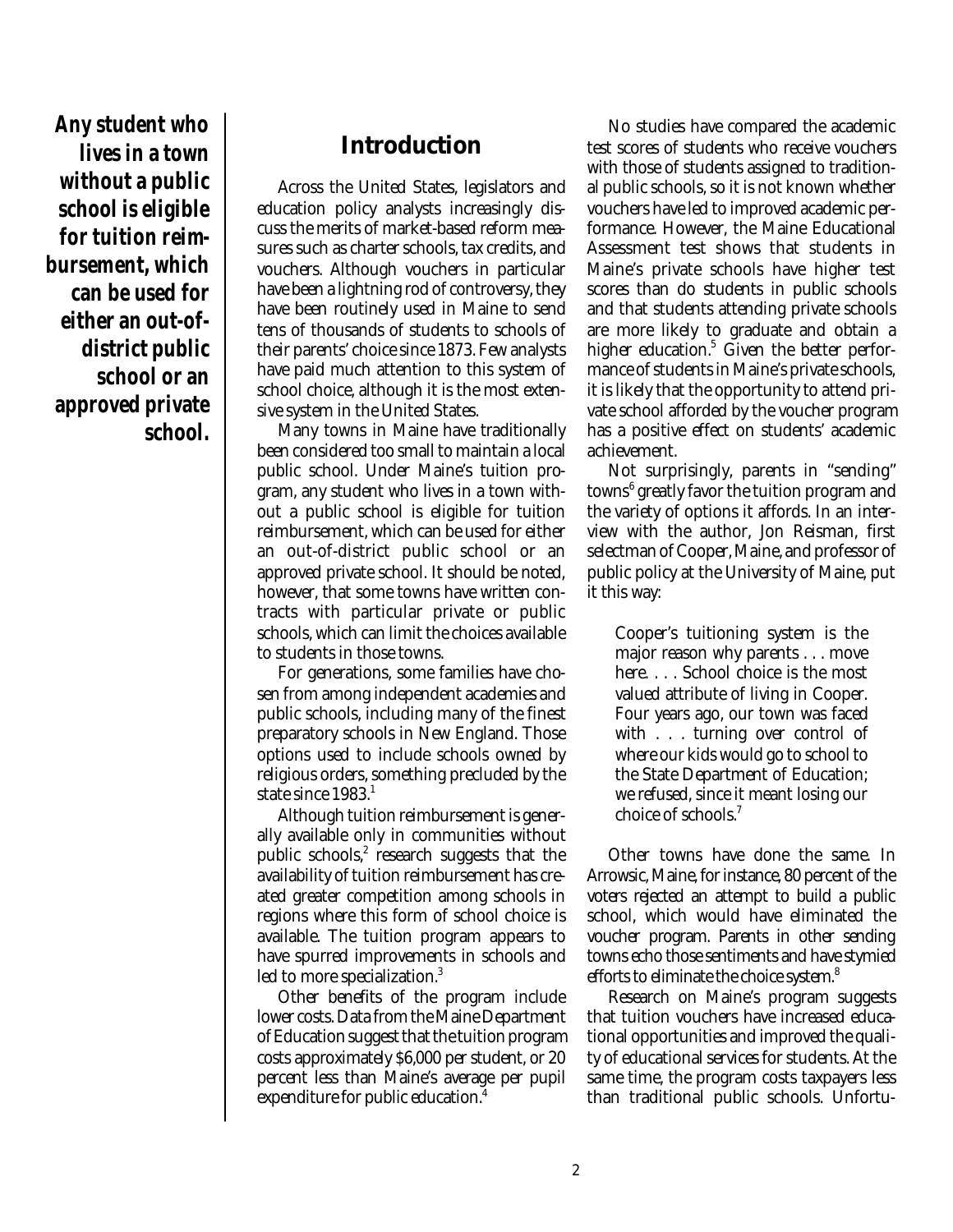*Any student who lives in a town without a public school is eligible for tuition reimbursement, which can be used for either an out-of-district public school or an approved private school.*

## Introduction

Across the United States, legislators and education policy analysts increasingly discuss the merits of market-based reform measures such as charter schools, tax credits, and vouchers. Although vouchers in particular have been a lightning rod of controversy, they have been routinely used in Maine to send tens of thousands of students to schools of their parents' choice since 1873. Few analysts have paid much attention to this system of school choice, although it is the most extensive system in the United States.

Many towns in Maine have traditionally been considered too small to maintain a local public school. Under Maine's tuition program, any student who lives in a town without a public school is eligible for tuition reimbursement, which can be used for either an out-of-district public school or an approved private school. It should be noted, however, that some towns have written contracts with particular private or public schools, which can limit the choices available to students in those towns.

For generations, some families have chosen from among independent academies and public schools, including many of the finest preparatory schools in New England. Those options used to include schools owned by religious orders, something precluded by the state since 1983.[1]

Although tuition reimbursement is generally available only in communities without public schools,[2] research suggests that the availability of tuition reimbursement has created greater competition among schools in regions where this form of school choice is available. The tuition program appears to have spurred improvements in schools and led to more specialization.[3]

Other benefits of the program include lower costs. Data from the Maine Department of Education suggest that the tuition program costs approximately $6,000 per student, or 20 percent less than Maine's average per pupil expenditure for public education.[4]

No studies have compared the academic test scores of students who receive vouchers with those of students assigned to traditional public schools, so it is not known whether vouchers have led to improved academic performance. However, the Maine Educational Assessment test shows that students in Maine's private schools have higher test scores than do students in public schools and that students attending private schools are more likely to graduate and obtain a higher education.[5] Given the better performance of students in Maine's private schools, it is likely that the opportunity to attend private school afforded by the voucher program has a positive effect on students' academic achievement.

Not surprisingly, parents in "sending" towns[6] greatly favor the tuition program and the variety of options it affords. In an interview with the author, Jon Reisman, first selectman of Cooper, Maine, and professor of public policy at the University of Maine, put it this way:

> Cooper's tuitioning system is the major reason why parents . . . move here. . . . School choice is the most valued attribute of living in Cooper. Four years ago, our town was faced with . . . turning over control of where our kids would go to school to the State Department of Education; we refused, since it meant losing our choice of schools.[7]

Other towns have done the same. In Arrowsic, Maine, for instance, 80 percent of the voters rejected an attempt to build a public school, which would have eliminated the voucher program. Parents in other sending towns echo those sentiments and have stymied efforts to eliminate the choice system.[8]

Research on Maine's program suggests that tuition vouchers have increased educational opportunities and improved the quality of educational services for students. At the same time, the program costs taxpayers less than traditional public schools. Unfortu-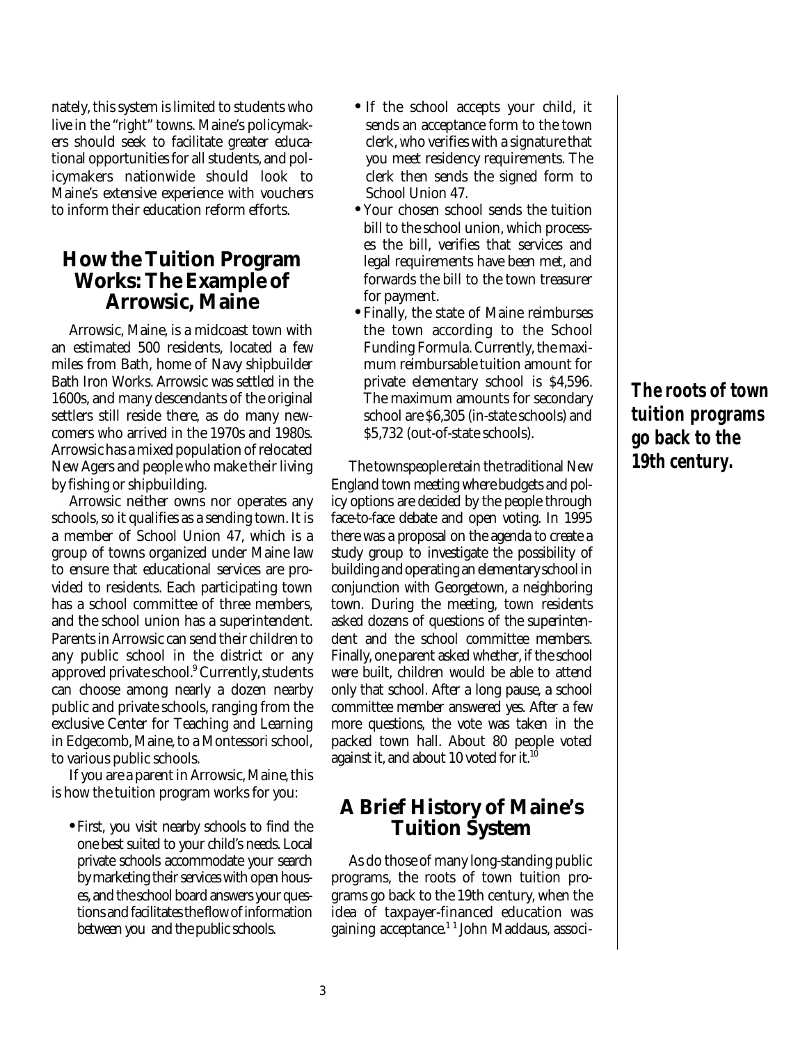nately, this system is limited to students who live in the "right" towns. Maine's policymakers should seek to facilitate greater educational opportunities for all students, and policymakers nationwide should look to Maine's extensive experience with vouchers to inform their education reform efforts.

## How the Tuition Program Works: The Example of Arrowsic, Maine

Arrowsic, Maine, is a midcoast town with an estimated 500 residents, located a few miles from Bath, home of Navy shipbuilder Bath Iron Works. Arrowsic was settled in the 1600s, and many descendants of the original settlers still reside there, as do many newcomers who arrived in the 1970s and 1980s. Arrowsic has a mixed population of relocated New Agers and people who make their living by fishing or shipbuilding.

Arrowsic neither owns nor operates any schools, so it qualifies as a sending town. It is a member of School Union 47, which is a group of towns organized under Maine law to ensure that educational services are provided to residents. Each participating town has a school committee of three members, and the school union has a superintendent. Parents in Arrowsic can send their children to any public school in the district or any approved private school.[9] Currently, students can choose among nearly a dozen nearby public and private schools, ranging from the exclusive Center for Teaching and Learning in Edgecomb, Maine, to a Montessori school, to various public schools.

If you are a parent in Arrowsic, Maine, this is how the tuition program works for you:

- First, you visit nearby schools to find the one best suited to your child's needs. Local private schools accommodate your search by marketing their services with open houses, and the school board answers your questions and facilitates the flow of information between you and the public schools.
- If the school accepts your child, it sends an acceptance form to the town clerk, who verifies with a signature that you meet residency requirements. The clerk then sends the signed form to School Union 47.
- Your chosen school sends the tuition bill to the school union, which processes the bill, verifies that services and legal requirements have been met, and forwards the bill to the town treasurer for payment.
- Finally, the state of Maine reimburses the town according to the School Funding Formula. Currently, the maximum reimbursable tuition amount for private elementary school is $4,596. The maximum amounts for secondary school are $6,305 (in-state schools) and $5,732 (out-of-state schools).

The townspeople retain the traditional New England town meeting where budgets and policy options are decided by the people through face-to-face debate and open voting. In 1995 there was a proposal on the agenda to create a study group to investigate the possibility of building and operating an elementary school in conjunction with Georgetown, a neighboring town. During the meeting, town residents asked dozens of questions of the superintendent and the school committee members. Finally, one parent asked whether, if the school were built, children would be able to attend only that school. After a long pause, a school committee member answered yes. After a few more questions, the vote was taken in the packed town hall. About 80 people voted against it, and about 10 voted for it.[10]

## A Brief History of Maine's Tuition System

*The roots of town tuition programs go back to the 19th century.*

As do those of many long-standing public programs, the roots of town tuition programs go back to the 19th century, when the idea of taxpayer-financed education was gaining acceptance.[11] John Maddaus, associ-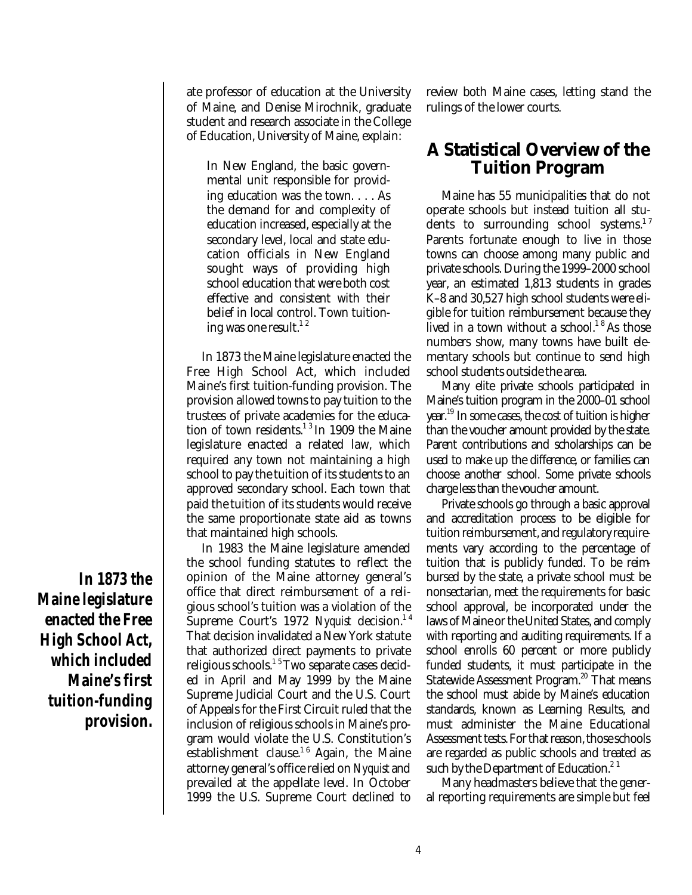ate professor of education at the University of Maine, and Denise Mirochnik, graduate student and research associate in the College of Education, University of Maine, explain:

> In New England, the basic governmental unit responsible for providing education was the town. . . . As the demand for and complexity of education increased, especially at the secondary level, local and state education officials in New England sought ways of providing high school education that were both cost effective and consistent with their belief in local control. Town tuitioning was one result.[12]

In 1873 the Maine legislature enacted the Free High School Act, which included Maine's first tuition-funding provision. The provision allowed towns to pay tuition to the trustees of private academies for the education of town residents.[13] In 1909 the Maine legislature enacted a related law, which required any town not maintaining a high school to pay the tuition of its students to an approved secondary school. Each town that paid the tuition of its students would receive the same proportionate state aid as towns that maintained high schools.

**In 1873 the Maine legislature enacted the Free High School Act, which included Maine's first tuition-funding provision.**

In 1983 the Maine legislature amended the school funding statutes to reflect the opinion of the Maine attorney general's office that direct reimbursement of a religious school's tuition was a violation of the Supreme Court's 1972 *Nyquist* decision.[14] That decision invalidated a New York statute that authorized direct payments to private religious schools.[15] Two separate cases decided in April and May 1999 by the Maine Supreme Judicial Court and the U.S. Court of Appeals for the First Circuit ruled that the inclusion of religious schools in Maine's program would violate the U.S. Constitution's establishment clause.[16] Again, the Maine attorney general's office relied on *Nyquist* and prevailed at the appellate level. In October 1999 the U.S. Supreme Court declined to review both Maine cases, letting stand the rulings of the lower courts.

## A Statistical Overview of the Tuition Program

Maine has 55 municipalities that do not operate schools but instead tuition all students to surrounding school systems.[17] Parents fortunate enough to live in those towns can choose among many public and private schools. During the 1999–2000 school year, an estimated 1,813 students in grades K–8 and 30,527 high school students were eligible for tuition reimbursement because they lived in a town without a school.[18] As those numbers show, many towns have built elementary schools but continue to send high school students outside the area.

Many elite private schools participated in Maine's tuition program in the 2000–01 school year.[19] In some cases, the cost of tuition is higher than the voucher amount provided by the state. Parent contributions and scholarships can be used to make up the difference, or families can choose another school. Some private schools charge less than the voucher amount.

Private schools go through a basic approval and accreditation process to be eligible for tuition reimbursement, and regulatory requirements vary according to the percentage of tuition that is publicly funded. To be reimbursed by the state, a private school must be nonsectarian, meet the requirements for basic school approval, be incorporated under the laws of Maine or the United States, and comply with reporting and auditing requirements. If a school enrolls 60 percent or more publicly funded students, it must participate in the Statewide Assessment Program.[20] That means the school must abide by Maine's education standards, known as Learning Results, and must administer the Maine Educational Assessment tests. For that reason, those schools are regarded as public schools and treated as such by the Department of Education.[21]

Many headmasters believe that the general reporting requirements are simple but feel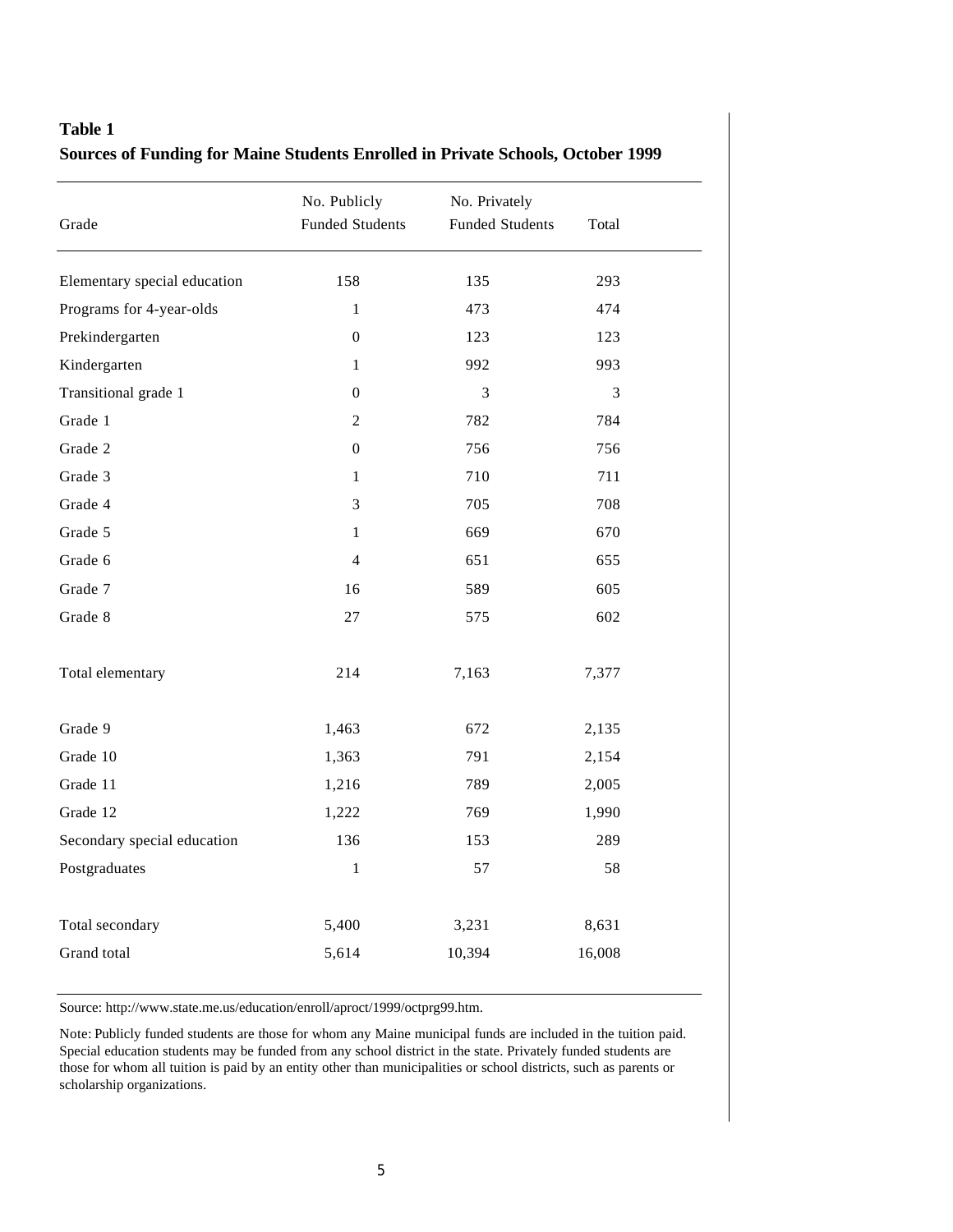**Table 1**

**Sources of Funding for Maine Students Enrolled in Private Schools, October 1999**

| Grade | No. Publicly Funded Students | No. Privately Funded Students | Total |
|---|---|---|---|
| Elementary special education | 158 | 135 | 293 |
| Programs for 4-year-olds | 1 | 473 | 474 |
| Prekindergarten | 0 | 123 | 123 |
| Kindergarten | 1 | 992 | 993 |
| Transitional grade 1 | 0 | 3 | 3 |
| Grade 1 | 2 | 782 | 784 |
| Grade 2 | 0 | 756 | 756 |
| Grade 3 | 1 | 710 | 711 |
| Grade 4 | 3 | 705 | 708 |
| Grade 5 | 1 | 669 | 670 |
| Grade 6 | 4 | 651 | 655 |
| Grade 7 | 16 | 589 | 605 |
| Grade 8 | 27 | 575 | 602 |
| Total elementary | 214 | 7,163 | 7,377 |
| Grade 9 | 1,463 | 672 | 2,135 |
| Grade 10 | 1,363 | 791 | 2,154 |
| Grade 11 | 1,216 | 789 | 2,005 |
| Grade 12 | 1,222 | 769 | 1,990 |
| Secondary special education | 136 | 153 | 289 |
| Postgraduates | 1 | 57 | 58 |
| Total secondary | 5,400 | 3,231 | 8,631 |
| Grand total | 5,614 | 10,394 | 16,008 |

Source: http://www.state.me.us/education/enroll/aproct/1999/octprg99.htm.

Note: Publicly funded students are those for whom any Maine municipal funds are included in the tuition paid. Special education students may be funded from any school district in the state. Privately funded students are those for whom all tuition is paid by an entity other than municipalities or school districts, such as parents or scholarship organizations.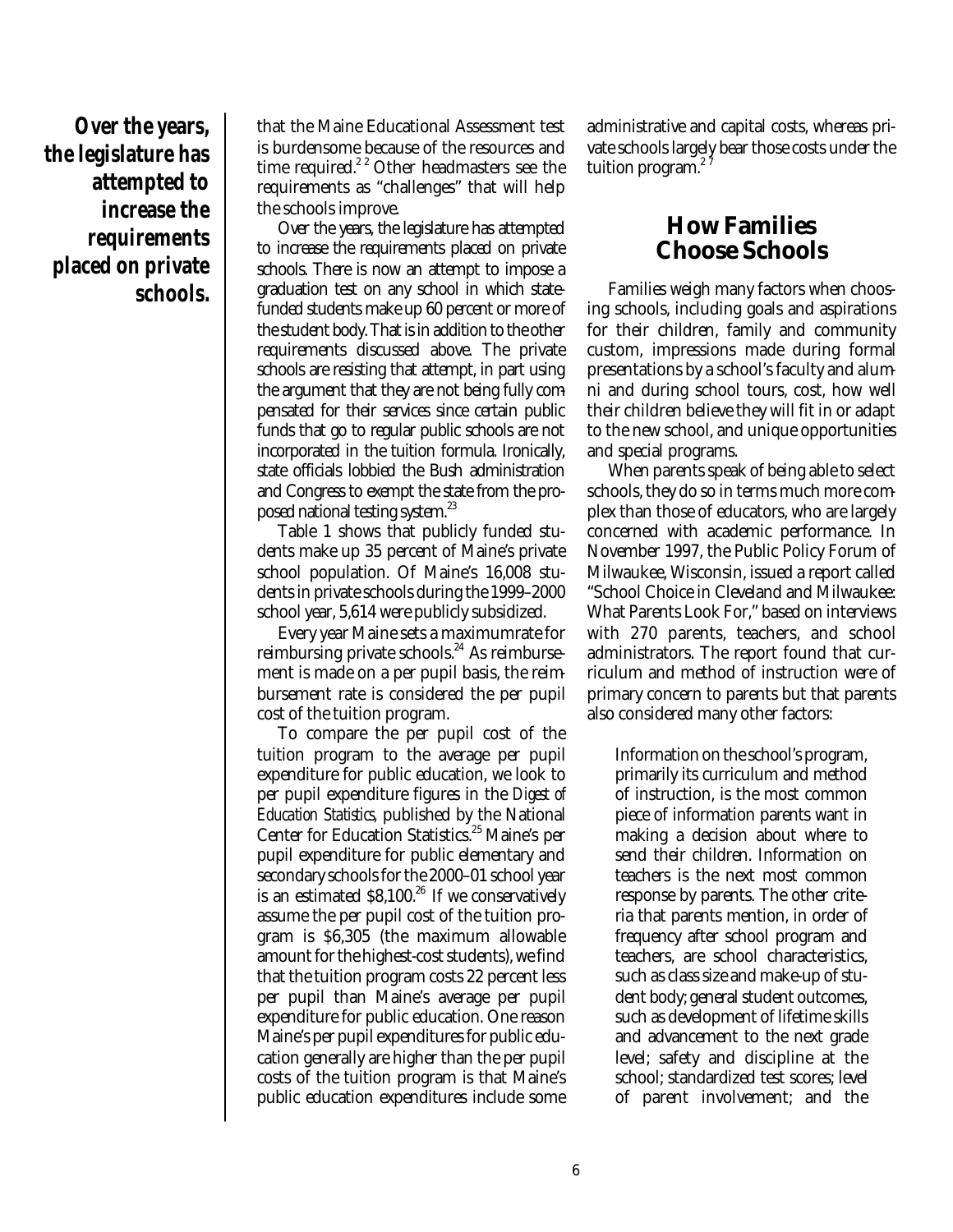**Over the years, the legislature has attempted to increase the requirements placed on private schools.**

that the Maine Educational Assessment test is burdensome because of the resources and time required.[22] Other headmasters see the requirements as "challenges" that will help the schools improve.

Over the years, the legislature has attempted to increase the requirements placed on private schools. There is now an attempt to impose a graduation test on any school in which state-funded students make up 60 percent or more of the student body. That is in addition to the other requirements discussed above. The private schools are resisting that attempt, in part using the argument that they are not being fully compensated for their services since certain public funds that go to regular public schools are not incorporated in the tuition formula. Ironically, state officials lobbied the Bush administration and Congress to exempt the state from the proposed national testing system.[23]

Table 1 shows that publicly funded students make up 35 percent of Maine's private school population. Of Maine's 16,008 students in private schools during the 1999–2000 school year, 5,614 were publicly subsidized.

Every year Maine sets a maximumrate for reimbursing private schools.[24] As reimbursement is made on a per pupil basis, the reimbursement rate is considered the per pupil cost of the tuition program.

To compare the per pupil cost of the tuition program to the average per pupil expenditure for public education, we look to per pupil expenditure figures in the *Digest of Education Statistics*, published by the National Center for Education Statistics.[25] Maine's per pupil expenditure for public elementary and secondary schools for the 2000–01 school year is an estimated $8,100.[26] If we conservatively assume the per pupil cost of the tuition program is $6,305 (the maximum allowable amount for the highest-cost students), we find that the tuition program costs 22 percent less per pupil than Maine's average per pupil expenditure for public education. One reason Maine's per pupil expenditures for public education generally are higher than the per pupil costs of the tuition program is that Maine's public education expenditures include some administrative and capital costs, whereas private schools largely bear those costs under the tuition program.[27]

## How Families Choose Schools

Families weigh many factors when choosing schools, including goals and aspirations for their children, family and community custom, impressions made during formal presentations by a school's faculty and alumni and during school tours, cost, how well their children believe they will fit in or adapt to the new school, and unique opportunities and special programs.

When parents speak of being able to select schools, they do so in terms much more complex than those of educators, who are largely concerned with academic performance. In November 1997, the Public Policy Forum of Milwaukee, Wisconsin, issued a report called "School Choice in Cleveland and Milwaukee: What Parents Look For," based on interviews with 270 parents, teachers, and school administrators. The report found that curriculum and method of instruction were of primary concern to parents but that parents also considered many other factors:

> Information on the school's program, primarily its curriculum and method of instruction, is the most common piece of information parents want in making a decision about where to send their children. Information on teachers is the next most common response by parents. The other criteria that parents mention, in order of frequency after school program and teachers, are school characteristics, such as class size and make-up of student body; general student outcomes, such as development of lifetime skills and advancement to the next grade level; safety and discipline at the school; standardized test scores; level of parent involvement; and the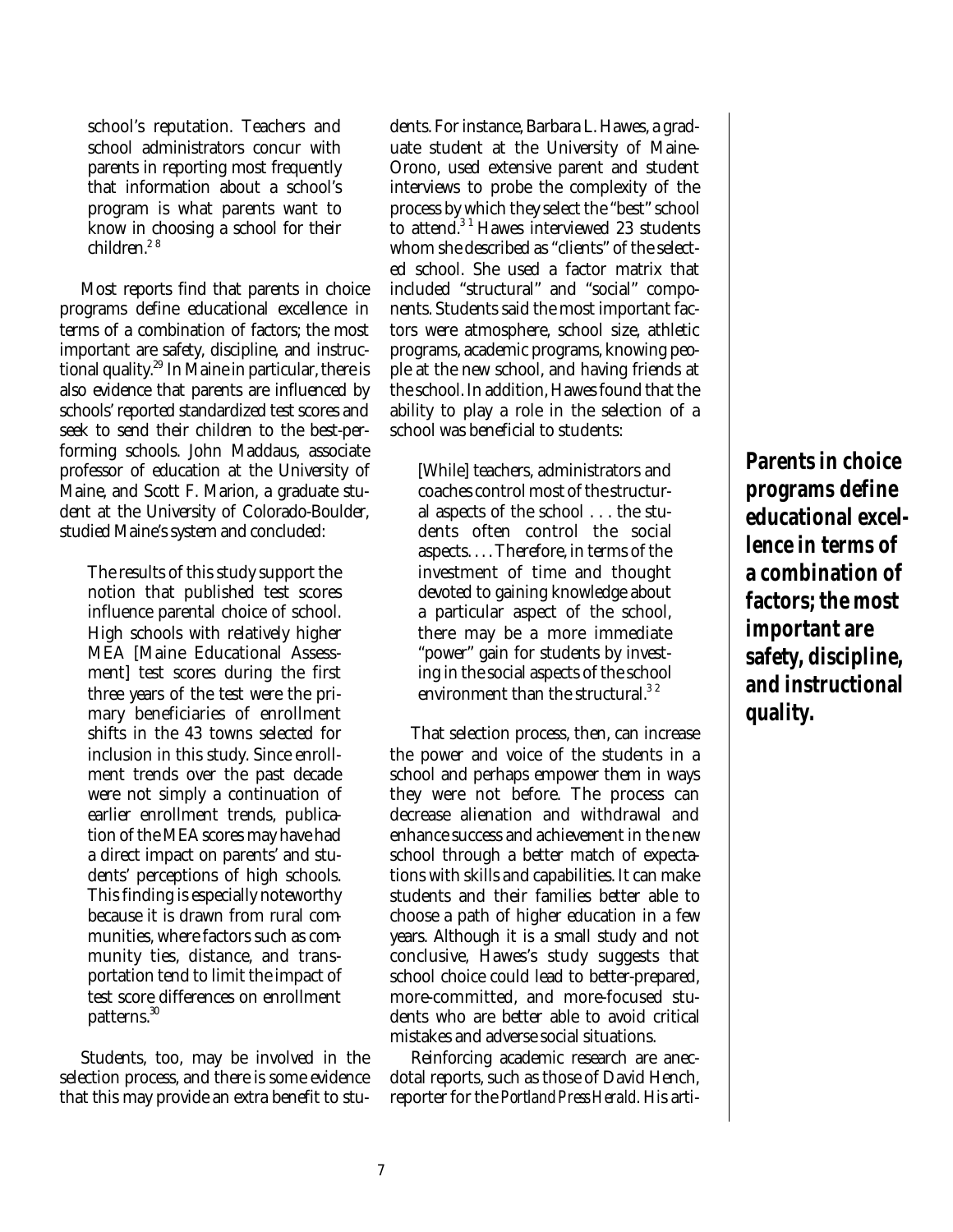> school's reputation. Teachers and school administrators concur with parents in reporting most frequently that information about a school's program is what parents want to know in choosing a school for their children.[28]

Most reports find that parents in choice programs define educational excellence in terms of a combination of factors; the most important are safety, discipline, and instructional quality.[29] In Maine in particular, there is also evidence that parents are influenced by schools' reported standardized test scores and seek to send their children to the best-performing schools. John Maddaus, associate professor of education at the University of Maine, and Scott F. Marion, a graduate student at the University of Colorado-Boulder, studied Maine's system and concluded:

> The results of this study support the notion that published test scores influence parental choice of school. High schools with relatively higher MEA [Maine Educational Assessment] test scores during the first three years of the test were the primary beneficiaries of enrollment shifts in the 43 towns selected for inclusion in this study. Since enrollment trends over the past decade were not simply a continuation of earlier enrollment trends, publication of the MEA scores may have had a direct impact on parents' and students' perceptions of high schools. This finding is especially noteworthy because it is drawn from rural communities, where factors such as community ties, distance, and transportation tend to limit the impact of test score differences on enrollment patterns.[30]

Students, too, may be involved in the selection process, and there is some evidence that this may provide an extra benefit to students. For instance, Barbara L. Hawes, a graduate student at the University of Maine-Orono, used extensive parent and student interviews to probe the complexity of the process by which they select the "best" school to attend.[31] Hawes interviewed 23 students whom she described as "clients" of the selected school. She used a factor matrix that included "structural" and "social" components. Students said the most important factors were atmosphere, school size, athletic programs, academic programs, knowing people at the new school, and having friends at the school. In addition, Hawes found that the ability to play a role in the selection of a school was beneficial to students:

> [While] teachers, administrators and coaches control most of the structural aspects of the school . . . the students often control the social aspects. . . . Therefore, in terms of the investment of time and thought devoted to gaining knowledge about a particular aspect of the school, there may be a more immediate "power" gain for students by investing in the social aspects of the school environment than the structural.[32]

That selection process, then, can increase the power and voice of the students in a school and perhaps empower them in ways they were not before. The process can decrease alienation and withdrawal and enhance success and achievement in the new school through a better match of expectations with skills and capabilities. It can make students and their families better able to choose a path of higher education in a few years. Although it is a small study and not conclusive, Hawes's study suggests that school choice could lead to better-prepared, more-committed, and more-focused students who are better able to avoid critical mistakes and adverse social situations.

Reinforcing academic research are anecdotal reports, such as those of David Hench, reporter for the *Portland Press Herald*. His arti-

***Parents in choice programs define educational excellence in terms of a combination of factors; the most important are safety, discipline, and instructional quality.***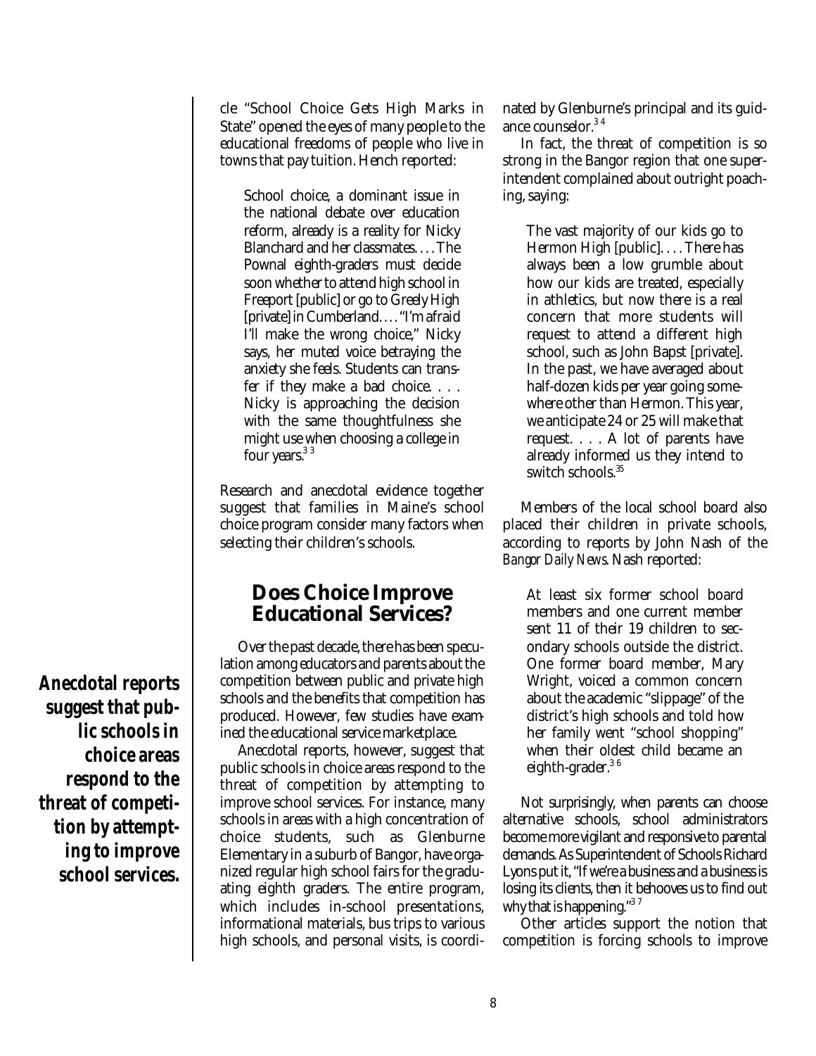cle "School Choice Gets High Marks in State" opened the eyes of many people to the educational freedoms of people who live in towns that pay tuition. Hench reported:

> School choice, a dominant issue in the national debate over education reform, already is a reality for Nicky Blanchard and her classmates. . . . The Pownal eighth-graders must decide soon whether to attend high school in Freeport [public] or go to Greely High [private] in Cumberland. . . . "I'm afraid I'll make the wrong choice," Nicky says, her muted voice betraying the anxiety she feels. Students can transfer if they make a bad choice. . . . Nicky is approaching the decision with the same thoughtfulness she might use when choosing a college in four years.[33]

Research and anecdotal evidence together suggest that families in Maine's school choice program consider many factors when selecting their children's schools.

## Does Choice Improve Educational Services?

Over the past decade, there has been speculation among educators and parents about the competition between public and private high schools and the benefits that competition has produced. However, few studies have examined the educational service marketplace.

***Anecdotal reports suggest that public schools in choice areas respond to the threat of competition by attempting to improve school services.***

Anecdotal reports, however, suggest that public schools in choice areas respond to the threat of competition by attempting to improve school services. For instance, many schools in areas with a high concentration of choice students, such as Glenburne Elementary in a suburb of Bangor, have organized regular high school fairs for the graduating eighth graders. The entire program, which includes in-school presentations, informational materials, bus trips to various high schools, and personal visits, is coordinated by Glenburne's principal and its guidance counselor.[34]

In fact, the threat of competition is so strong in the Bangor region that one superintendent complained about outright poaching, saying:

> The vast majority of our kids go to Hermon High [public]. . . . There has always been a low grumble about how our kids are treated, especially in athletics, but now there is a real concern that more students will request to attend a different high school, such as John Bapst [private]. In the past, we have averaged about half-dozen kids per year going somewhere other than Hermon. This year, we anticipate 24 or 25 will make that request. . . . A lot of parents have already informed us they intend to switch schools.[35]

Members of the local school board also placed their children in private schools, according to reports by John Nash of the *Bangor Daily News*. Nash reported:

> At least six former school board members and one current member sent 11 of their 19 children to secondary schools outside the district. One former board member, Mary Wright, voiced a common concern about the academic "slippage" of the district's high schools and told how her family went "school shopping" when their oldest child became an eighth-grader.[36]

Not surprisingly, when parents can choose alternative schools, school administrators become more vigilant and responsive to parental demands. As Superintendent of Schools Richard Lyons put it, "If we're a business and a business is losing its clients, then it behooves us to find out why that is happening."[37]

Other articles support the notion that competition is forcing schools to improve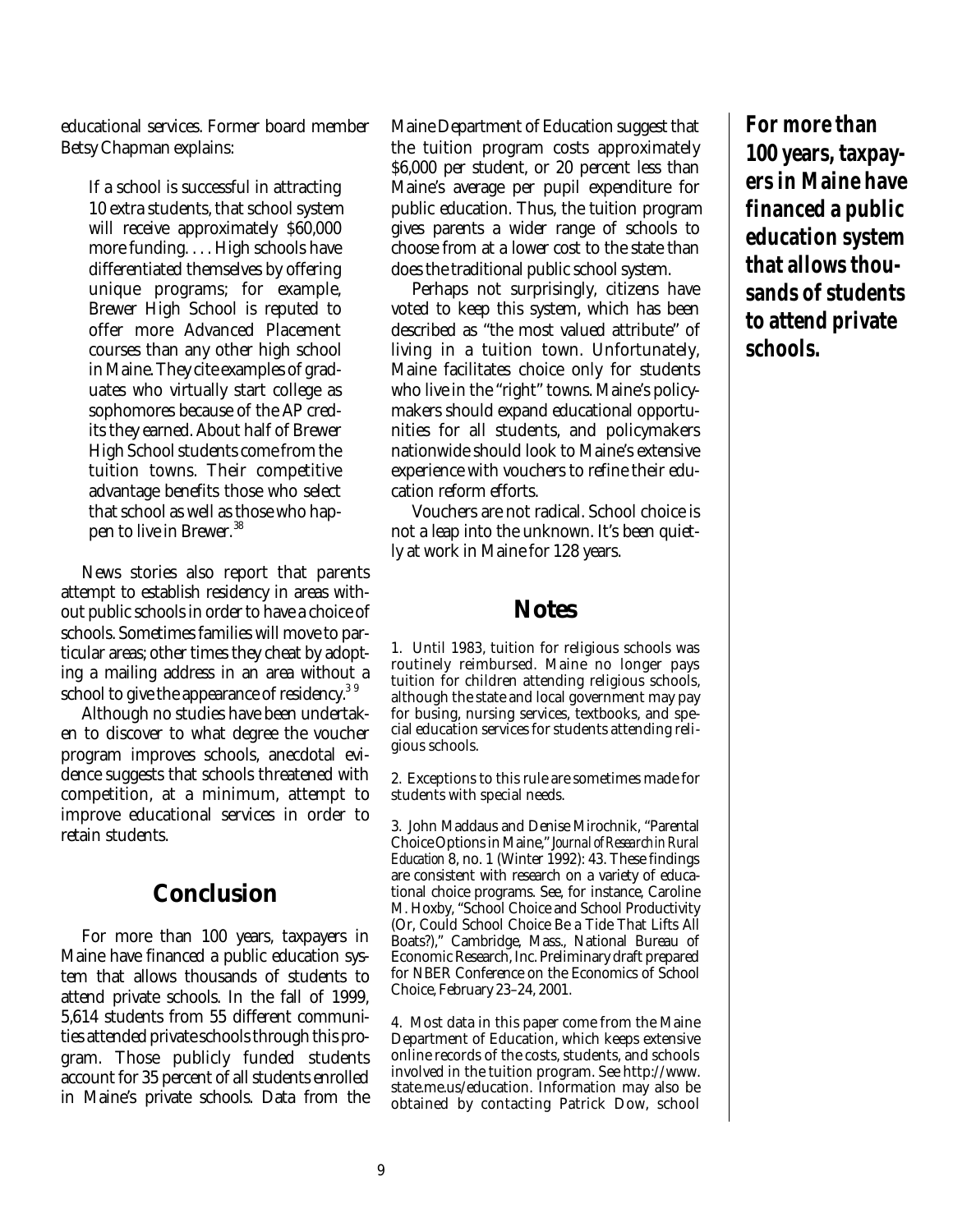educational services. Former board member Betsy Chapman explains:

> If a school is successful in attracting 10 extra students, that school system will receive approximately $60,000 more funding. . . . High schools have differentiated themselves by offering unique programs; for example, Brewer High School is reputed to offer more Advanced Placement courses than any other high school in Maine. They cite examples of graduates who virtually start college as sophomores because of the AP credits they earned. About half of Brewer High School students come from the tuition towns. Their competitive advantage benefits those who select that school as well as those who happen to live in Brewer.[38]

News stories also report that parents attempt to establish residency in areas without public schools in order to have a choice of schools. Sometimes families will move to particular areas; other times they cheat by adopting a mailing address in an area without a school to give the appearance of residency.[39]

Although no studies have been undertaken to discover to what degree the voucher program improves schools, anecdotal evidence suggests that schools threatened with competition, at a minimum, attempt to improve educational services in order to retain students.

## Conclusion

For more than 100 years, taxpayers in Maine have financed a public education system that allows thousands of students to attend private schools. In the fall of 1999, 5,614 students from 55 different communities attended private schools through this program. Those publicly funded students account for 35 percent of all students enrolled in Maine's private schools. Data from the Maine Department of Education suggest that the tuition program costs approximately $6,000 per student, or 20 percent less than Maine's average per pupil expenditure for public education. Thus, the tuition program gives parents a wider range of schools to choose from at a lower cost to the state than does the traditional public school system.

Perhaps not surprisingly, citizens have voted to keep this system, which has been described as "the most valued attribute" of living in a tuition town. Unfortunately, Maine facilitates choice only for students who live in the "right" towns. Maine's policymakers should expand educational opportunities for all students, and policymakers nationwide should look to Maine's extensive experience with vouchers to refine their education reform efforts.

Vouchers are not radical. School choice is not a leap into the unknown. It's been quietly at work in Maine for 128 years.

**For more than 100 years, taxpayers in Maine have financed a public education system that allows thousands of students to attend private schools.**

## Notes

1. Until 1983, tuition for religious schools was routinely reimbursed. Maine no longer pays tuition for children attending religious schools, although the state and local government may pay for busing, nursing services, textbooks, and special education services for students attending religious schools.

2. Exceptions to this rule are sometimes made for students with special needs.

3. John Maddaus and Denise Mirochnik, "Parental Choice Options in Maine," *Journal of Research in Rural Education* 8, no. 1 (Winter 1992): 43. These findings are consistent with research on a variety of educational choice programs. See, for instance, Caroline M. Hoxby, "School Choice and School Productivity (Or, Could School Choice Be a Tide That Lifts All Boats?)," Cambridge, Mass., National Bureau of Economic Research, Inc. Preliminary draft prepared for NBER Conference on the Economics of School Choice, February 23–24, 2001.

4. Most data in this paper come from the Maine Department of Education, which keeps extensive online records of the costs, students, and schools involved in the tuition program. See http://www.state.me.us/education. Information may also be obtained by contacting Patrick Dow, school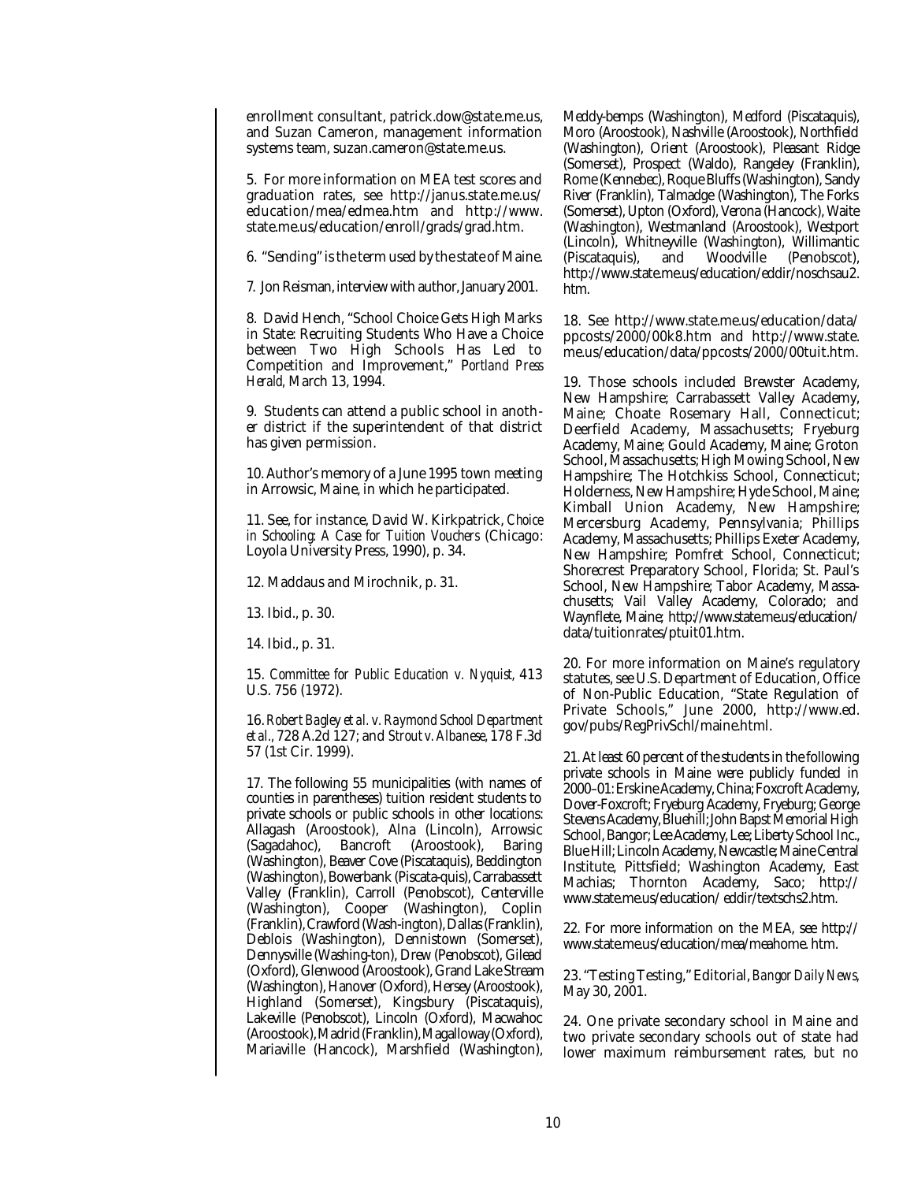enrollment consultant, patrick.dow@state.me.us, and Suzan Cameron, management information systems team, suzan.cameron@state.me.us.

5. For more information on MEA test scores and graduation rates, see http://janus.state.me.us/education/mea/edmea.htm and http://www.state.me.us/education/enroll/grads/grad.htm.

6. "Sending" is the term used by the state of Maine.

7. Jon Reisman, interview with author, January 2001.

8. David Hench, "School Choice Gets High Marks in State: Recruiting Students Who Have a Choice between Two High Schools Has Led to Competition and Improvement," *Portland Press Herald,* March 13, 1994.

9. Students can attend a public school in another district if the superintendent of that district has given permission.

10. Author's memory of a June 1995 town meeting in Arrowsic, Maine, in which he participated.

11. See, for instance, David W. Kirkpatrick, *Choice in Schooling: A Case for Tuition Vouchers* (Chicago: Loyola University Press, 1990), p. 34.

12. Maddaus and Mirochnik, p. 31.

13. Ibid., p. 30.

14. Ibid., p. 31.

15. *Committee for Public Education v. Nyquist,* 413 U.S. 756 (1972).

16. *Robert Bagley et al. v. Raymond School Department et al.*, 728 A.2d 127; and *Strout v. Albanese*, 178 F.3d 57 (1st Cir. 1999).

17. The following 55 municipalities (with names of counties in parentheses) tuition resident students to private schools or public schools in other locations: Allagash (Aroostook), Alna (Lincoln), Arrowsic (Sagadahoc), Bancroft (Aroostook), Baring (Washington), Beaver Cove (Piscataquis), Beddington (Washington), Bowerbank (Piscata-quis), Carrabassett Valley (Franklin), Carroll (Penobscot), Centerville (Washington), Cooper (Washington), Coplin (Franklin), Crawford (Wash-ington), Dallas (Franklin), Deblois (Washington), Dennistown (Somerset), Dennysville (Washing-ton), Drew (Penobscot), Gilead (Oxford), Glenwood (Aroostook), Grand Lake Stream (Washington), Hanover (Oxford), Hersey (Aroostook), Highland (Somerset), Kingsbury (Piscataquis), Lakeville (Penobscot), Lincoln (Oxford), Macwahoc (Aroostook), Madrid (Franklin), Magalloway (Oxford), Mariaville (Hancock), Marshfield (Washington), Meddy-bemps (Washington), Medford (Piscataquis), Moro (Aroostook), Nashville (Aroostook), Northfield (Washington), Orient (Aroostook), Pleasant Ridge (Somerset), Prospect (Waldo), Rangeley (Franklin), Rome (Kennebec), Roque Bluffs (Washington), Sandy River (Franklin), Talmadge (Washington), The Forks (Somerset), Upton (Oxford), Verona (Hancock), Waite (Washington), Westmanland (Aroostook), Westport (Lincoln), Whitneyville (Washington), Willimantic (Piscataquis), and Woodville (Penobscot), http://www.state.me.us/education/eddir/noschsau2.htm.

18. See http://www.state.me.us/education/data/ppcosts/2000/00k8.htm and http://www.state.me.us/education/data/ppcosts/2000/00tuit.htm.

19. Those schools included Brewster Academy, New Hampshire; Carrabassett Valley Academy, Maine; Choate Rosemary Hall, Connecticut; Deerfield Academy, Massachusetts; Fryeburg Academy, Maine; Gould Academy, Maine; Groton School, Massachusetts; High Mowing School, New Hampshire; The Hotchkiss School, Connecticut; Holderness, New Hampshire; Hyde School, Maine; Kimball Union Academy, New Hampshire; Mercersburg Academy, Pennsylvania; Phillips Academy, Massachusetts; Phillips Exeter Academy, New Hampshire; Pomfret School, Connecticut; Shorecrest Preparatory School, Florida; St. Paul's School, New Hampshire; Tabor Academy, Massachusetts; Vail Valley Academy, Colorado; and Waynflete, Maine; http://www.state.me.us/education/data/tuitionrates/ptuit01.htm.

20. For more information on Maine's regulatory statutes, see U.S. Department of Education, Office of Non-Public Education, "State Regulation of Private Schools," June 2000, http://www.ed.gov/pubs/RegPrivSchl/maine.html.

21. At least 60 percent of the students in the following private schools in Maine were publicly funded in 2000–01: Erskine Academy, China; Foxcroft Academy, Dover-Foxcroft; Fryeburg Academy, Fryeburg; George Stevens Academy, Bluehill; John Bapst Memorial High School, Bangor; Lee Academy, Lee; Liberty School Inc., Blue Hill; Lincoln Academy, Newcastle; Maine Central Institute, Pittsfield; Washington Academy, East Machias; Thornton Academy, Saco; http://www.state.me.us/education/ eddir/textschs2.htm.

22. For more information on the MEA, see http://www.state.me.us/education/mea/meahome. htm.

23. "Testing Testing," Editorial, *Bangor Daily News*, May 30, 2001.

24. One private secondary school in Maine and two private secondary schools out of state had lower maximum reimbursement rates, but no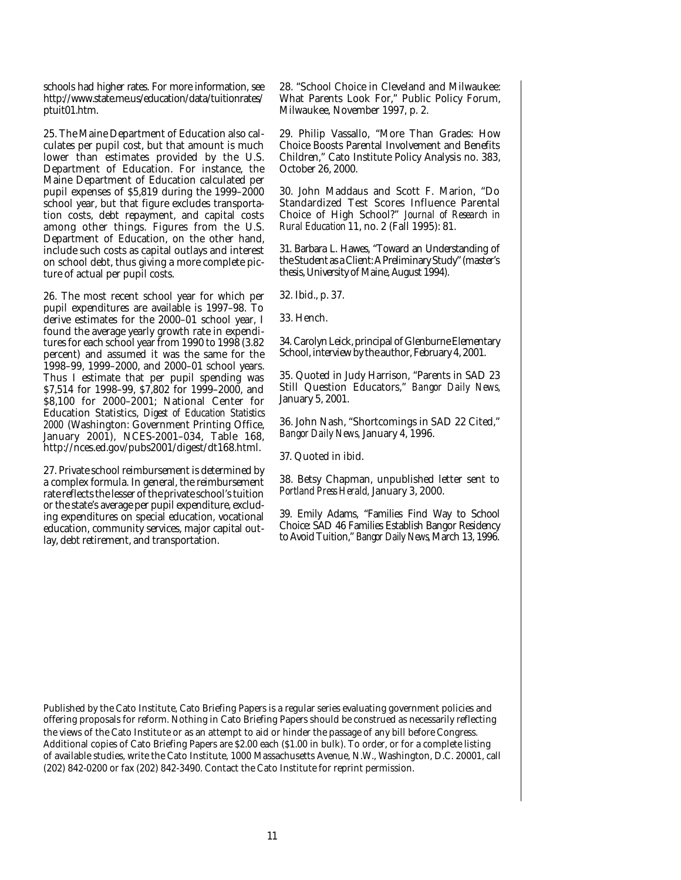schools had higher rates. For more information, see http://www.state.me.us/education/data/tuitionrates/ptuit01.htm.

25. The Maine Department of Education also calculates per pupil cost, but that amount is much lower than estimates provided by the U.S. Department of Education. For instance, the Maine Department of Education calculated per pupil expenses of $5,819 during the 1999–2000 school year, but that figure excludes transportation costs, debt repayment, and capital costs among other things. Figures from the U.S. Department of Education, on the other hand, include such costs as capital outlays and interest on school debt, thus giving a more complete picture of actual per pupil costs.

26. The most recent school year for which per pupil expenditures are available is 1997–98. To derive estimates for the 2000–01 school year, I found the average yearly growth rate in expenditures for each school year from 1990 to 1998 (3.82 percent) and assumed it was the same for the 1998–99, 1999–2000, and 2000–01 school years. Thus I estimate that per pupil spending was $7,514 for 1998–99, $7,802 for 1999–2000, and $8,100 for 2000–2001; National Center for Education Statistics, *Digest of Education Statistics 2000* (Washington: Government Printing Office, January 2001), NCES-2001–034, Table 168, http://nces.ed.gov/pubs2001/digest/dt168.html.

27. Private school reimbursement is determined by a complex formula. In general, the reimbursement rate reflects the lesser of the private school's tuition or the state's average per pupil expenditure, excluding expenditures on special education, vocational education, community services, major capital outlay, debt retirement, and transportation.

28. "School Choice in Cleveland and Milwaukee: What Parents Look For," Public Policy Forum, Milwaukee, November 1997, p. 2.

29. Philip Vassallo, "More Than Grades: How Choice Boosts Parental Involvement and Benefits Children," Cato Institute Policy Analysis no. 383, October 26, 2000.

30. John Maddaus and Scott F. Marion, "Do Standardized Test Scores Influence Parental Choice of High School?" *Journal of Research in Rural Education* 11, no. 2 (Fall 1995): 81.

31. Barbara L. Hawes, "Toward an Understanding of the Student as a Client: A Preliminary Study" (master's thesis, University of Maine, August 1994).

32. Ibid., p. 37.

33. Hench.

34. Carolyn Leick, principal of Glenburne Elementary School, interview by the author, February 4, 2001.

35. Quoted in Judy Harrison, "Parents in SAD 23 Still Question Educators," *Bangor Daily News,* January 5, 2001.

36. John Nash, "Shortcomings in SAD 22 Cited," *Bangor Daily News,* January 4, 1996.

37. Quoted in ibid.

38. Betsy Chapman, unpublished letter sent to *Portland Press Herald,* January 3, 2000.

39. Emily Adams, "Families Find Way to School Choice: SAD 46 Families Establish Bangor Residency to Avoid Tuition," *Bangor Daily News,* March 13, 1996.

Published by the Cato Institute, Cato Briefing Papers is a regular series evaluating government policies and offering proposals for reform. Nothing in Cato Briefing Papers should be construed as necessarily reflecting the views of the Cato Institute or as an attempt to aid or hinder the passage of any bill before Congress. Additional copies of Cato Briefing Papers are $2.00 each ($1.00 in bulk). To order, or for a complete listing of available studies, write the Cato Institute, 1000 Massachusetts Avenue, N.W., Washington, D.C. 20001, call (202) 842-0200 or fax (202) 842-3490. Contact the Cato Institute for reprint permission.